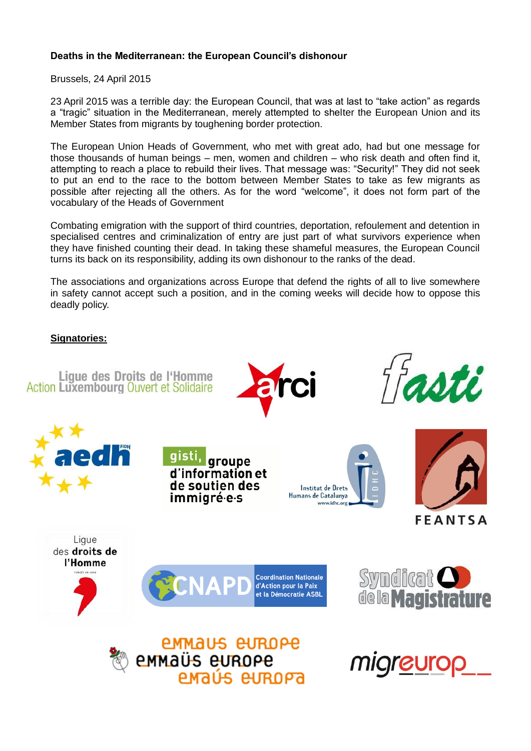**Deaths in the Mediterranean: the European Council's dishonour**

Brussels, 24 April 2015

23 April 2015 was a terrible day: the European Council, that was at last to "take action" as regards a "tragic" situation in the Mediterranean, merely attempted to shelter the European Union and its Member States from migrants by toughening border protection.

The European Union Heads of Government, who met with great ado, had but one message for those thousands of human beings – men, women and children – who risk death and often find it, attempting to reach a place to rebuild their lives. That message was: "Security!" They did not seek to put an end to the race to the bottom between Member States to take as few migrants as possible after rejecting all the others. As for the word "welcome", it does not form part of the vocabulary of the Heads of Government

Combating emigration with the support of third countries, deportation, refoulement and detention in specialised centres and criminalization of entry are just part of what survivors experience when they have finished counting their dead. In taking these shameful measures, the European Council turns its back on its responsibility, adding its own dishonour to the ranks of the dead.

The associations and organizations across Europe that defend the rights of all to live somewhere in safety cannot accept such a position, and in the coming weeks will decide how to oppose this deadly policy.

**Signatories:**

Ligue des Droits de l'Homme
Action Luxembourg Ouvert et Solidaire

arci

fasti

aedh FIDH

gisti, groupe d'information et de soutien des immigré·e·s

Institut de Drets Humans de Catalunya
www.idhc.org

FEANTSA

Ligue des droits de l'Homme

CNAPD Coordination Nationale d'Action pour la Paix et la Démocratie ASBL

Syndicat de la Magistrature

emmaus europe
emmaüs europe
emaús europa

migreurop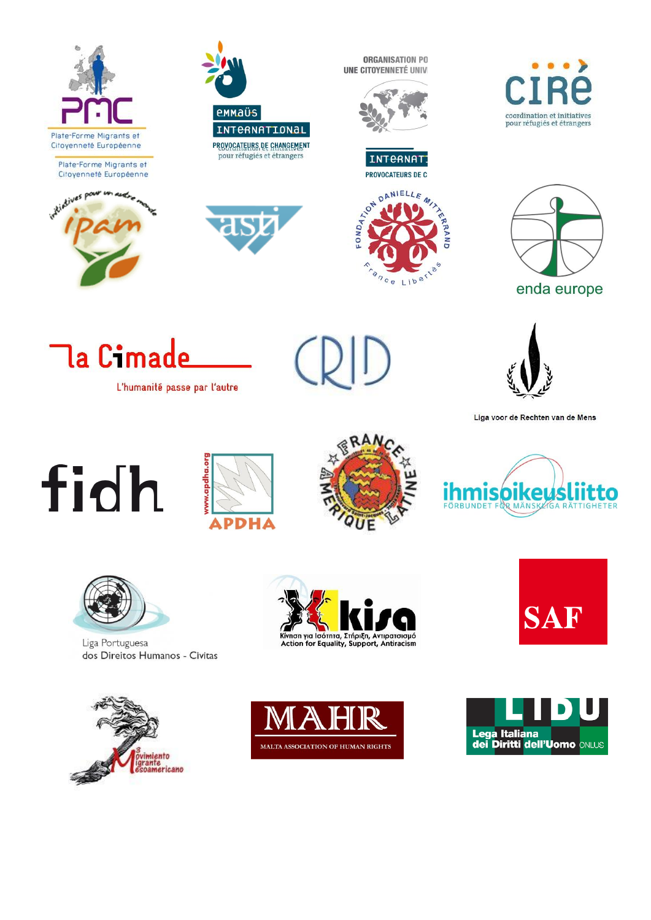PMC

Plate-Forme Migrants et Citoyenneté Européenne

Plate-Forme Migrants et Citoyenneté Européenne

emmaüs

INTERNATIONAL

PROVOCATEURS DE CHANGEMENT

coordination et initiatives pour réfugiés et étrangers

ORGANISATION PO UNE CITOYENNETÉ UNIV

INTERNAT

PROVOCATEURS DE C

CIRÉ

coordination et initiatives pour réfugiés et étrangers

initiatives pour un autre monde

ipam

asti

FONDATION DANIELLE MITTERRAND

France Libertés

enda europe

la Cimade

L'humanité passe par l'autre

CRID

Liga voor de Rechten van de Mens

fidh

www.apdha.org

APDHA

FRANCE AMÉRIQUE LATINE

ihmisoikeusliitto

FÖRBUNDET FÖR MÄNSKLIGA RÄTTIGHETER

Liga Portuguesa dos Direitos Humanos - Civitas

kisa

Κίνηση για Ισότητα, Στήριξη, Αντιρατσισμό

Action for Equality, Support, Antiracism

SAF

Movimiento Migrante Mesoamericano

MAHR

MALTA ASSOCIATION OF HUMAN RIGHTS

LIDU

Lega Italiana dei Diritti dell'Uomo ONLUS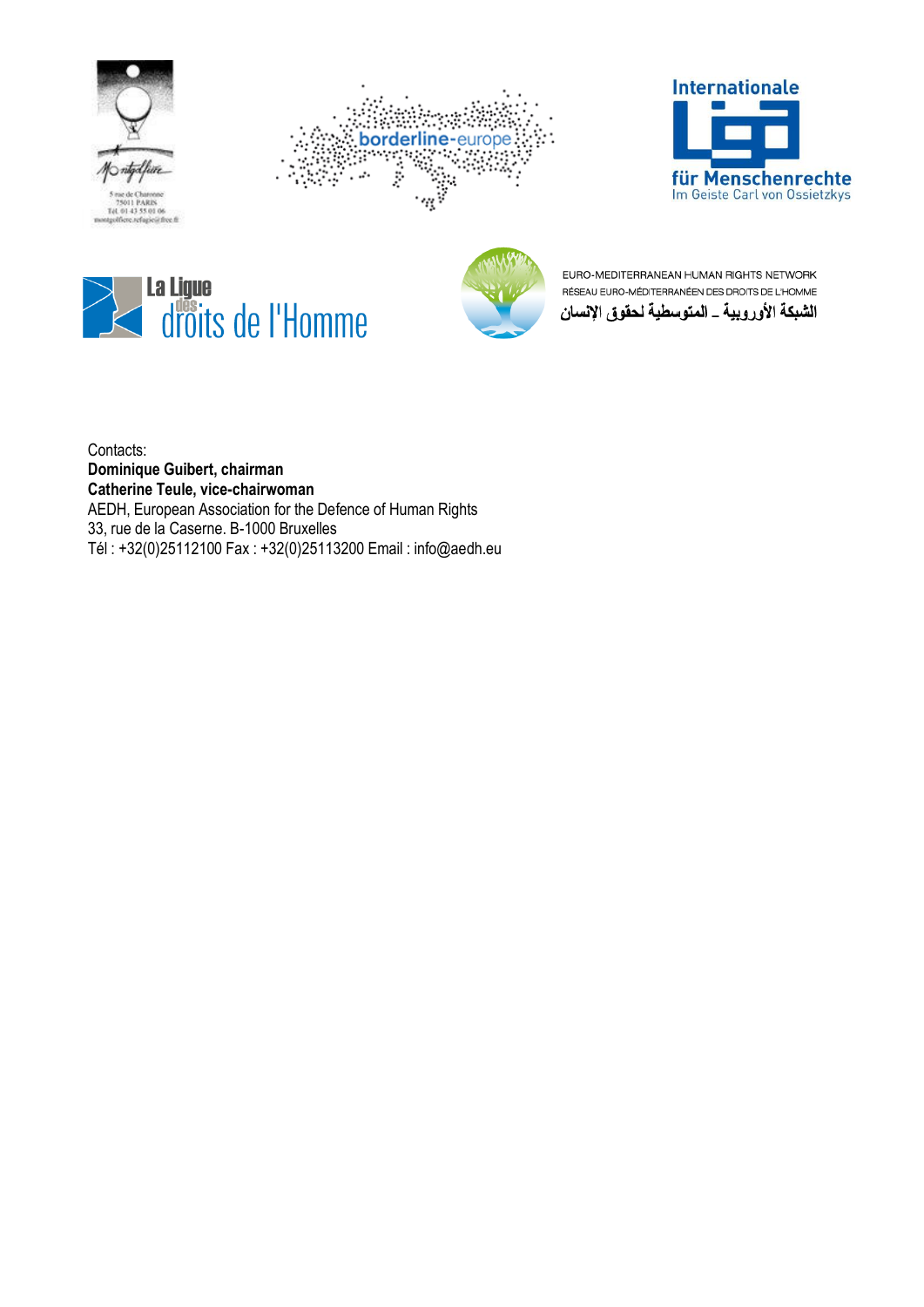Montgolfière
5 rue de Charonne
75011 PARIS
Tél. 01 43 55 01 06
montgolfiere.refugie@free.fr

borderline-europe

Internationale Liga für Menschenrechte
Im Geiste Carl von Ossietzkys

La Ligue des droits de l'Homme

EURO-MEDITERRANEAN HUMAN RIGHTS NETWORK
RÉSEAU EURO-MÉDITERRANÉEN DES DROITS DE L'HOMME
الشبكة الأوروبية ـ المتوسطية لحقوق الإنسان

Contacts:
**Dominique Guibert, chairman**
**Catherine Teule, vice-chairwoman**
AEDH, European Association for the Defence of Human Rights
33, rue de la Caserne. B-1000 Bruxelles
Tél : +32(0)25112100 Fax : +32(0)25113200 Email : info@aedh.eu